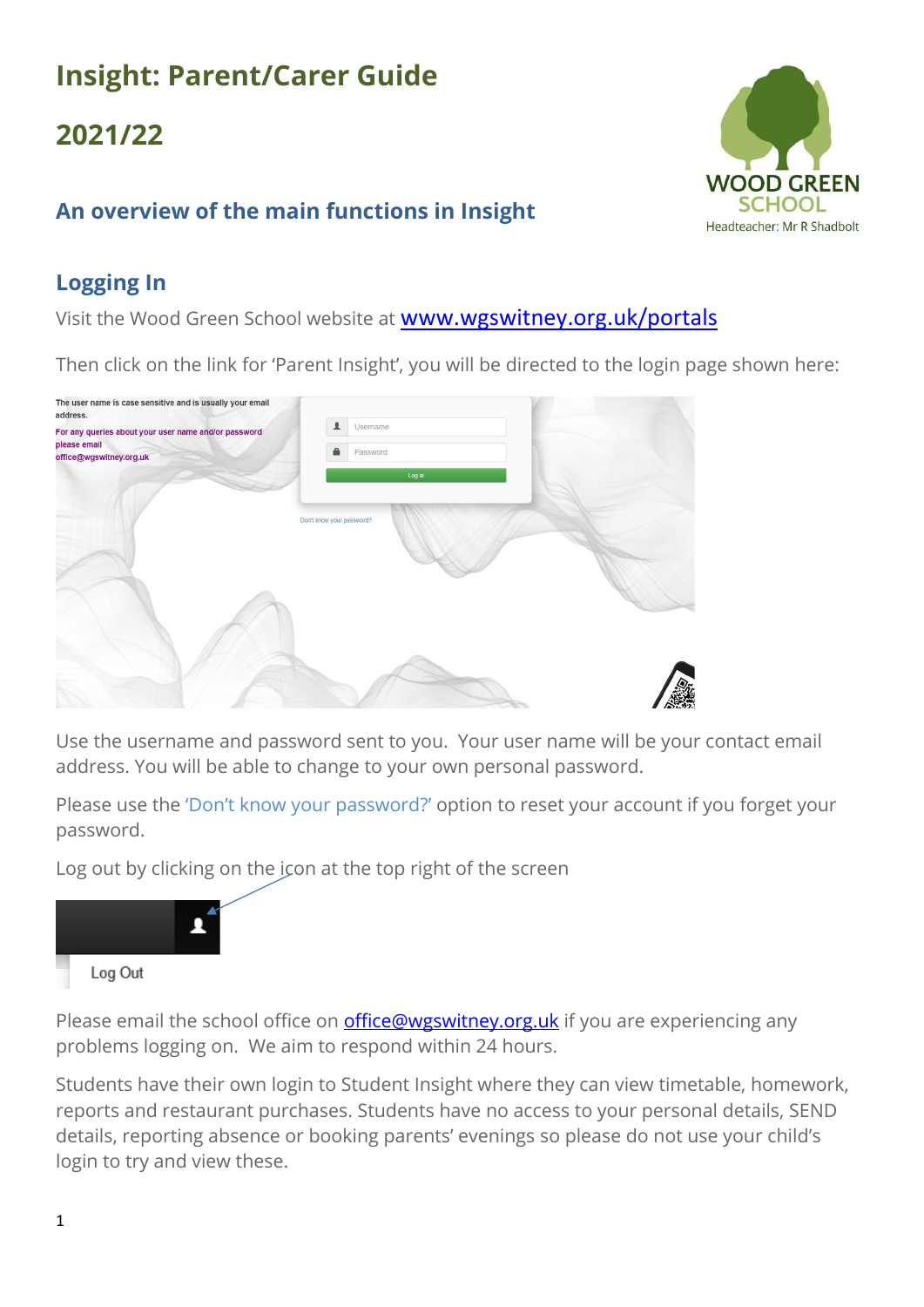# Insight: Parent/Carer Guide

## 2021/22

WOOD GREEN SCHOOL

Headteacher: Mr R Shadbolt

### An overview of the main functions in Insight

### Logging In

Visit the Wood Green School website at [www.wgswitney.org.uk/portals](http://www.wgswitney.org.uk/portals)

Then click on the link for 'Parent Insight', you will be directed to the login page shown here:

The user name is case sensitive and is usually your email address.

For any queries about your user name and/or password please email office@wgswitney.org.uk

Username

Password

Log in

Don't know your password?

Use the username and password sent to you. Your user name will be your contact email address. You will be able to change to your own personal password.

Please use the 'Don't know your password?' option to reset your account if you forget your password.

Log out by clicking on the icon at the top right of the screen

Log Out

Please email the school office on [office@wgswitney.org.uk](mailto:office@wgswitney.org.uk) if you are experiencing any problems logging on. We aim to respond within 24 hours.

Students have their own login to Student Insight where they can view timetable, homework, reports and restaurant purchases. Students have no access to your personal details, SEND details, reporting absence or booking parents' evenings so please do not use your child's login to try and view these.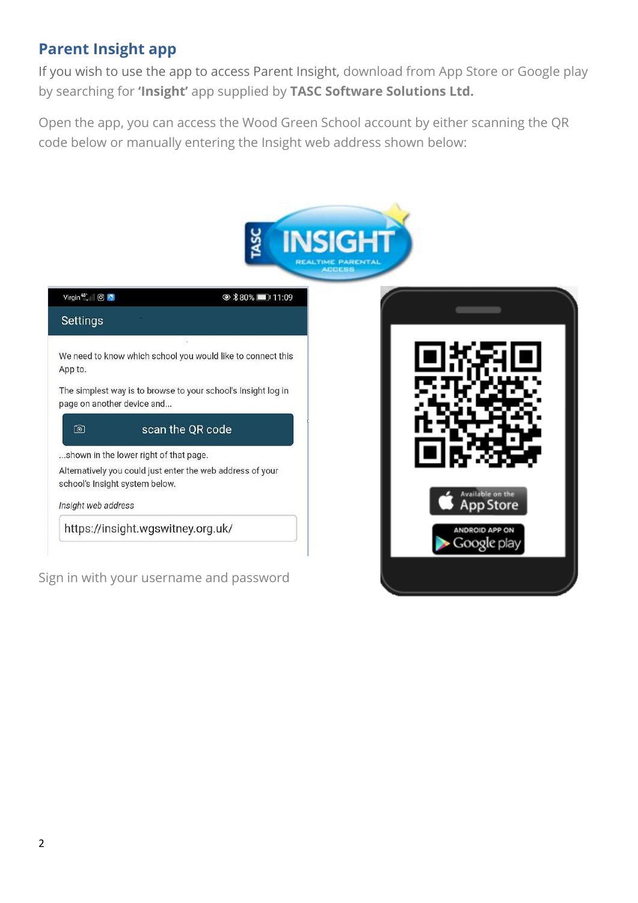## Parent Insight app

If you wish to use the app to access Parent Insight, download from App Store or Google play by searching for **'Insight'** app supplied by **TASC Software Solutions Ltd.**

Open the app, you can access the Wood Green School account by either scanning the QR code below or manually entering the Insight web address shown below:

Settings

We need to know which school you would like to connect this App to.

The simplest way is to browse to your school's Insight log in page on another device and...

scan the QR code

...shown in the lower right of that page.

Alternatively you could just enter the web address of your school's Insight system below.

*Insight web address*

https://insight.wgswitney.org.uk/

Sign in with your username and password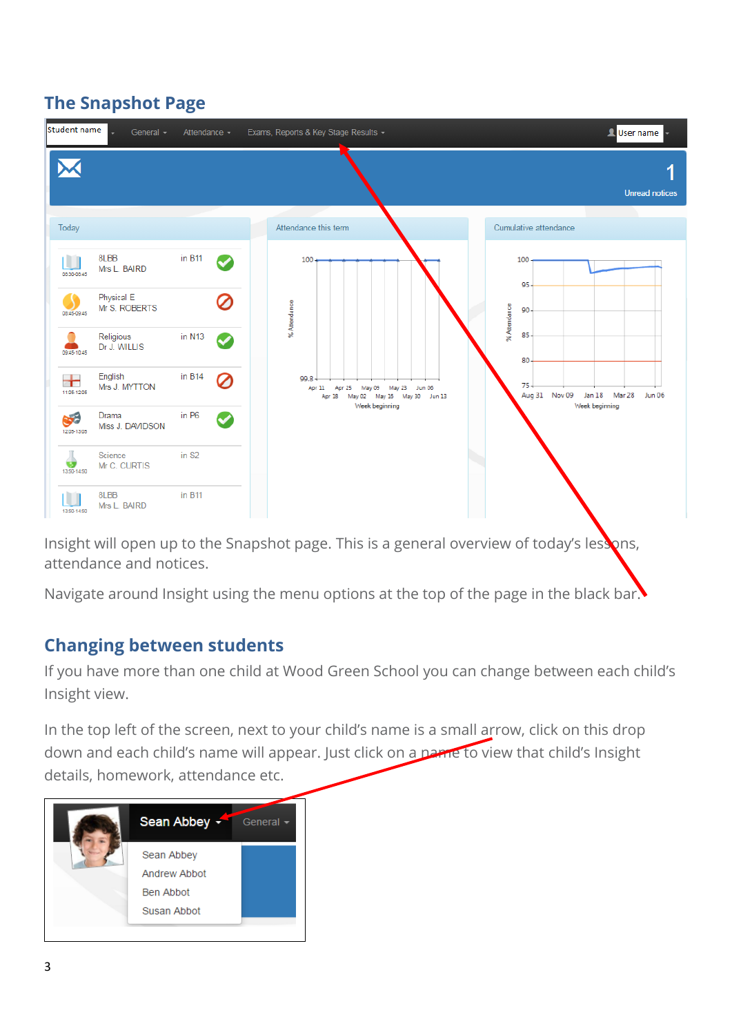## The Snapshot Page

Insight will open up to the Snapshot page. This is a general overview of today's lessons, attendance and notices.

Navigate around Insight using the menu options at the top of the page in the black bar.

## Changing between students

If you have more than one child at Wood Green School you can change between each child's Insight view.

In the top left of the screen, next to your child's name is a small arrow, click on this drop down and each child's name will appear. Just click on a name to view that child's Insight details, homework, attendance etc.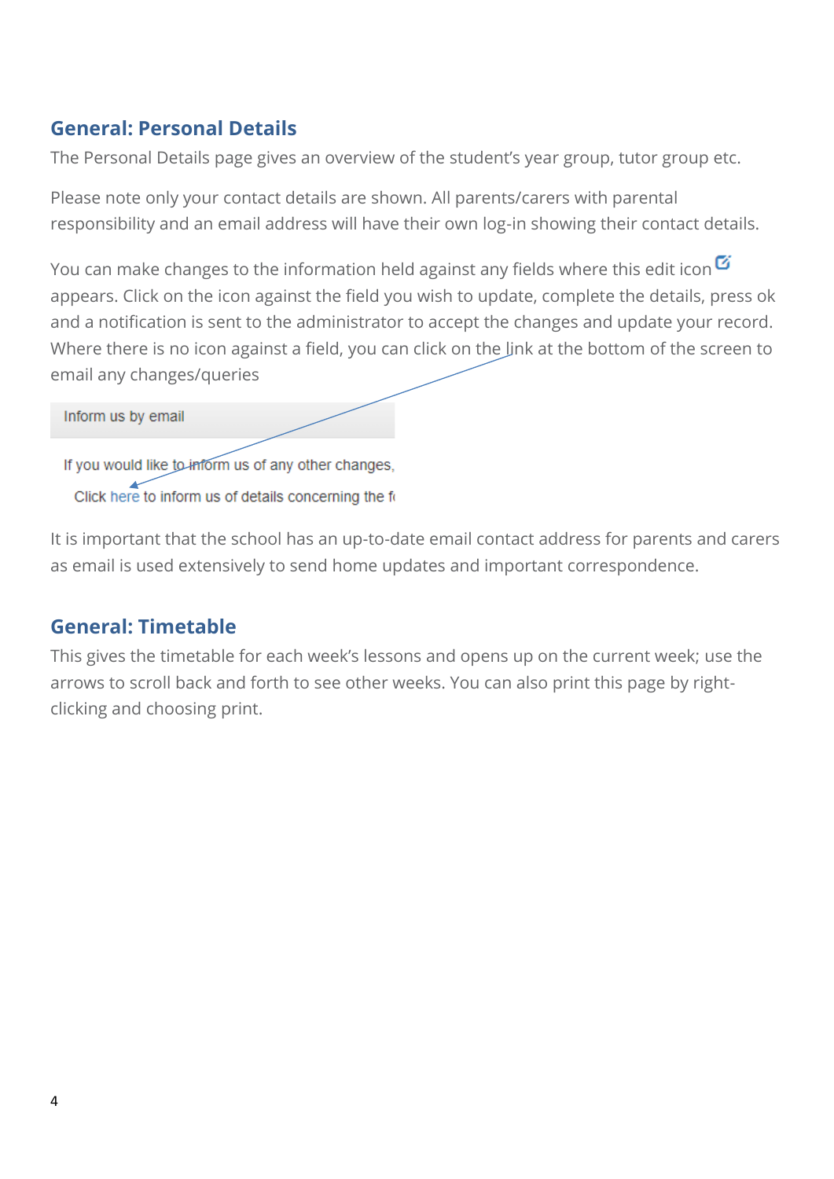## General: Personal Details

The Personal Details page gives an overview of the student's year group, tutor group etc.

Please note only your contact details are shown. All parents/carers with parental responsibility and an email address will have their own log-in showing their contact details.

You can make changes to the information held against any fields where this edit icon appears. Click on the icon against the field you wish to update, complete the details, press ok and a notification is sent to the administrator to accept the changes and update your record. Where there is no icon against a field, you can click on the link at the bottom of the screen to email any changes/queries

Inform us by email

If you would like to inform us of any other changes,

Click here to inform us of details concerning the f

It is important that the school has an up-to-date email contact address for parents and carers as email is used extensively to send home updates and important correspondence.

## General: Timetable

This gives the timetable for each week's lessons and opens up on the current week; use the arrows to scroll back and forth to see other weeks. You can also print this page by right-clicking and choosing print.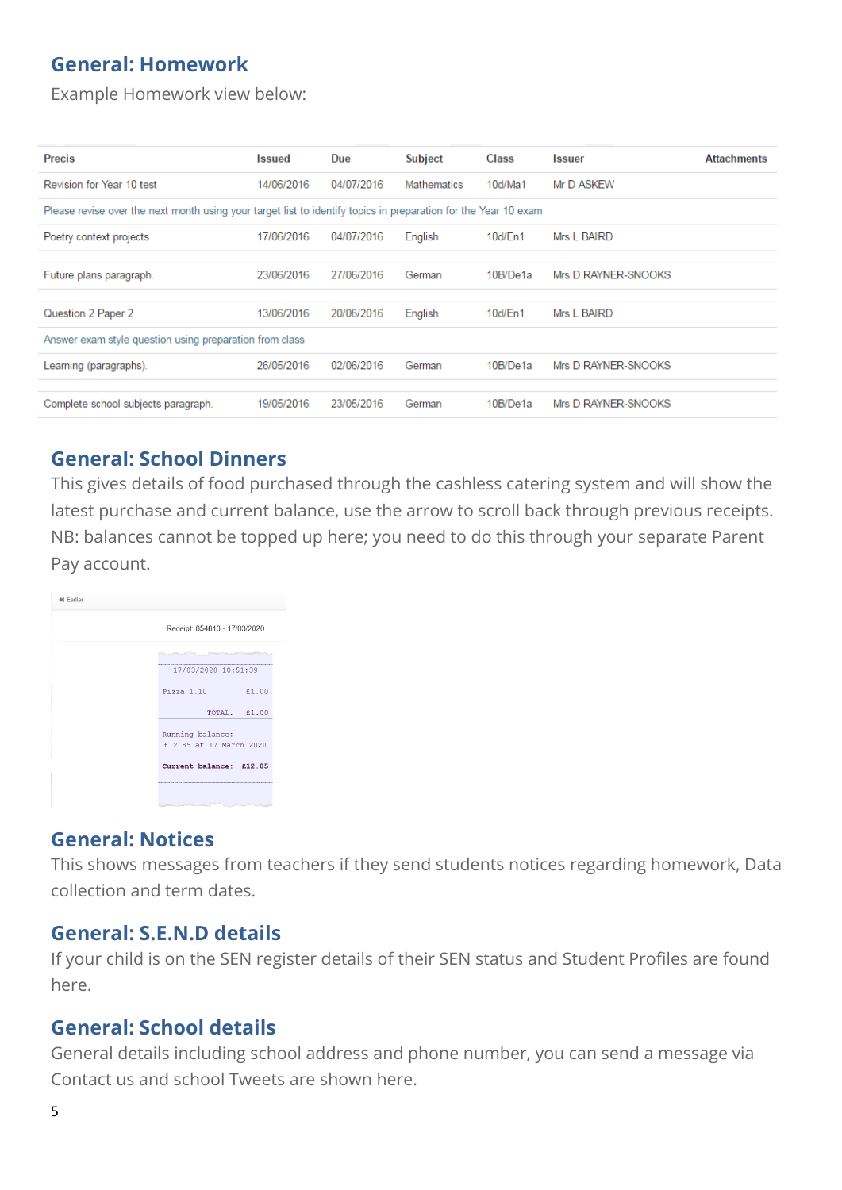## General: Homework

Example Homework view below:

| Precis | Issued | Due | Subject | Class | Issuer | Attachments |
|---|---|---|---|---|---|---|
| Revision for Year 10 test | 14/06/2016 | 04/07/2016 | Mathematics | 10d/Ma1 | Mr D ASKEW | |
| Please revise over the next month using your target list to identify topics in preparation for the Year 10 exam | | | | | | |
| Poetry context projects | 17/06/2016 | 04/07/2016 | English | 10d/En1 | Mrs L BAIRD | |
| Future plans paragraph. | 23/06/2016 | 27/06/2016 | German | 10B/De1a | Mrs D RAYNER-SNOOKS | |
| Question 2 Paper 2 | 13/06/2016 | 20/06/2016 | English | 10d/En1 | Mrs L BAIRD | |
| Answer exam style question using preparation from class | | | | | | |
| Learning (paragraphs). | 26/05/2016 | 02/06/2016 | German | 10B/De1a | Mrs D RAYNER-SNOOKS | |
| Complete school subjects paragraph. | 19/05/2016 | 23/05/2016 | German | 10B/De1a | Mrs D RAYNER-SNOOKS | |

## General: School Dinners

This gives details of food purchased through the cashless catering system and will show the latest purchase and current balance, use the arrow to scroll back through previous receipts. NB: balances cannot be topped up here; you need to do this through your separate Parent Pay account.

« Earlier

Receipt: 854813 - 17/03/2020

```
17/03/2020 10:51:39

Pizza 1.10          £1.00

           TOTAL:   £1.00

Running balance:
£12.85 at 17 March 2020

Current balance:  £12.85
```

## General: Notices

This shows messages from teachers if they send students notices regarding homework, Data collection and term dates.

## General: S.E.N.D details

If your child is on the SEN register details of their SEN status and Student Profiles are found here.

## General: School details

General details including school address and phone number, you can send a message via Contact us and school Tweets are shown here.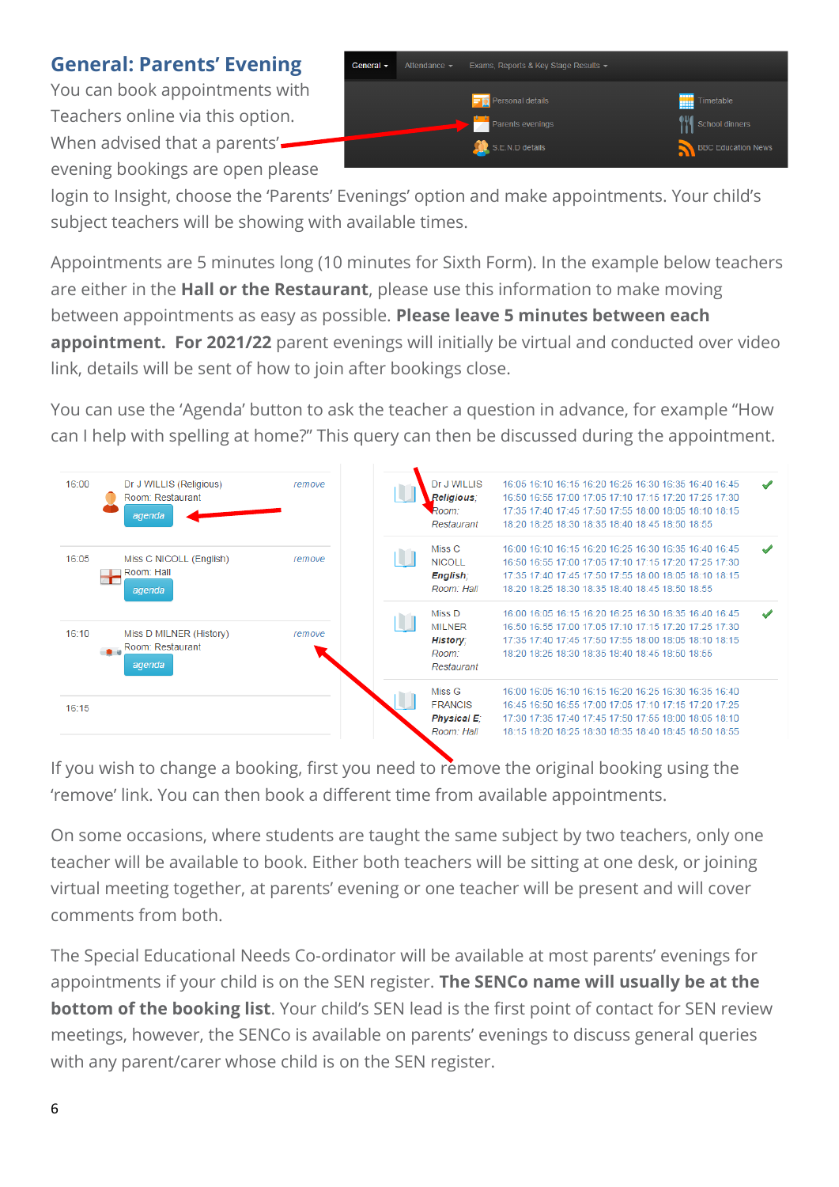## General: Parents' Evening

You can book appointments with Teachers online via this option. When advised that a parents' evening bookings are open please login to Insight, choose the 'Parents' Evenings' option and make appointments. Your child's subject teachers will be showing with available times.

Appointments are 5 minutes long (10 minutes for Sixth Form). In the example below teachers are either in the **Hall or the Restaurant**, please use this information to make moving between appointments as easy as possible. **Please leave 5 minutes between each appointment. For 2021/22** parent evenings will initially be virtual and conducted over video link, details will be sent of how to join after bookings close.

You can use the 'Agenda' button to ask the teacher a question in advance, for example "How can I help with spelling at home?" This query can then be discussed during the appointment.

If you wish to change a booking, first you need to remove the original booking using the 'remove' link. You can then book a different time from available appointments.

On some occasions, where students are taught the same subject by two teachers, only one teacher will be available to book. Either both teachers will be sitting at one desk, or joining virtual meeting together, at parents' evening or one teacher will be present and will cover comments from both.

The Special Educational Needs Co-ordinator will be available at most parents' evenings for appointments if your child is on the SEN register. **The SENCo name will usually be at the bottom of the booking list**. Your child's SEN lead is the first point of contact for SEN review meetings, however, the SENCo is available on parents' evenings to discuss general queries with any parent/carer whose child is on the SEN register.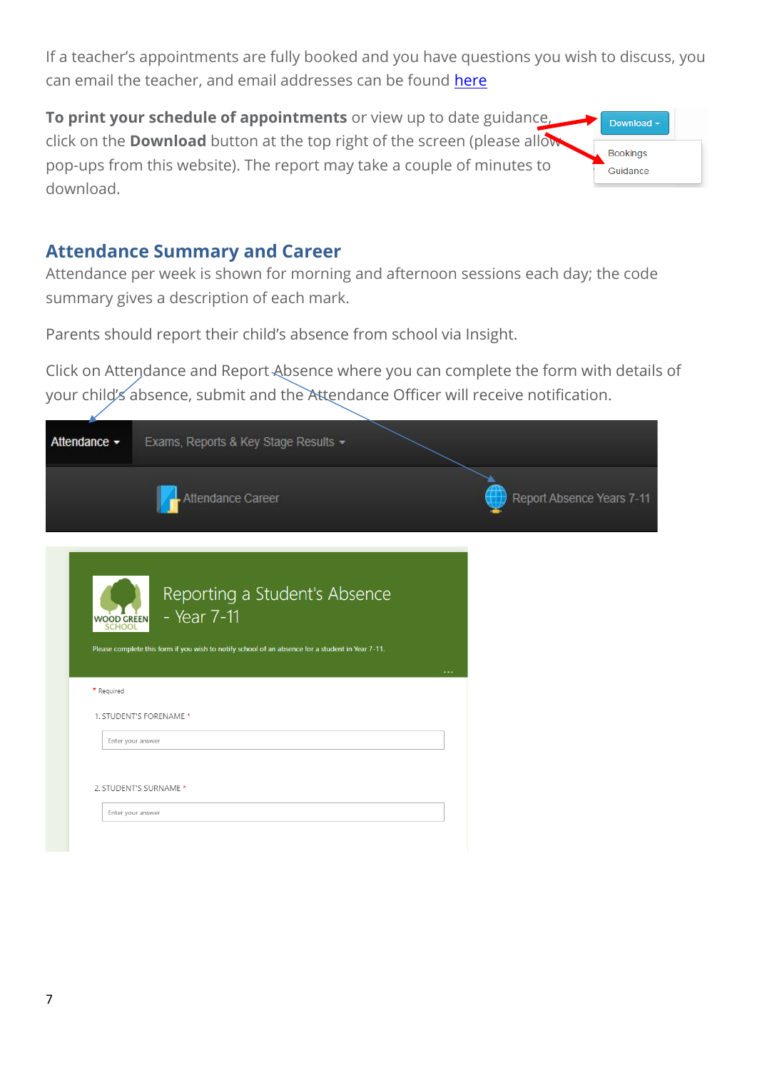If a teacher's appointments are fully booked and you have questions you wish to discuss, you can email the teacher, and email addresses can be found [here]

**To print your schedule of appointments** or view up to date guidance, click on the **Download** button at the top right of the screen (please allow pop-ups from this website). The report may take a couple of minutes to download.

## Attendance Summary and Career

Attendance per week is shown for morning and afternoon sessions each day; the code summary gives a description of each mark.

Parents should report their child's absence from school via Insight.

Click on Attendance and Report Absence where you can complete the form with details of your child's absence, submit and the Attendance Officer will receive notification.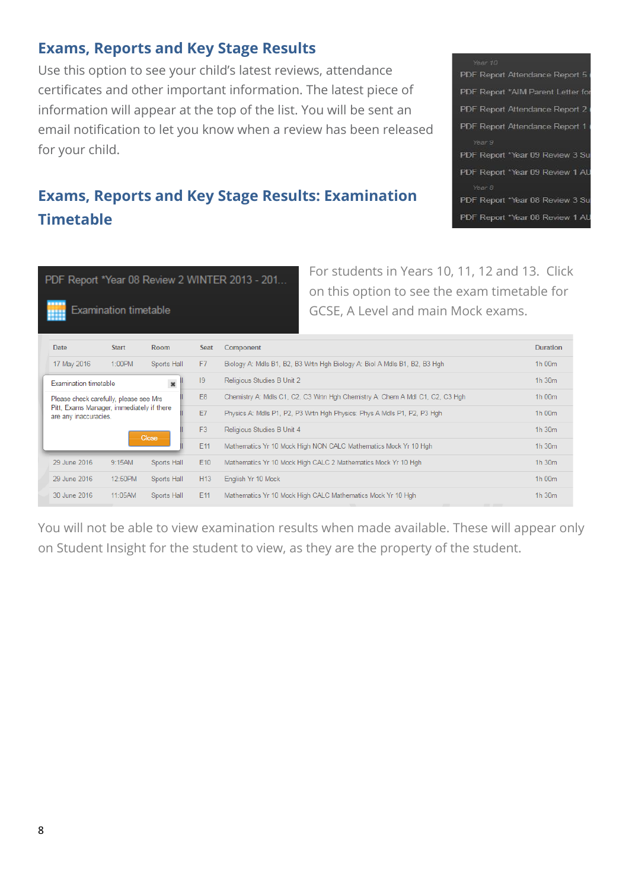## Exams, Reports and Key Stage Results

Use this option to see your child's latest reviews, attendance certificates and other important information. The latest piece of information will appear at the top of the list. You will be sent an email notification to let you know when a review has been released for your child.

Year 10
PDF Report Attendance Report 5
PDF Report *AIM Parent Letter for
PDF Report Attendance Report 2
PDF Report Attendance Report 1
Year 9
PDF Report *Year 09 Review 3 Su
PDF Report *Year 09 Review 1 AU
Year 8
PDF Report *Year 08 Review 3 Su
PDF Report *Year 08 Review 1 AU

## Exams, Reports and Key Stage Results: Examination Timetable

PDF Report *Year 08 Review 2 WINTER 2013 - 201...
Examination timetable

For students in Years 10, 11, 12 and 13. Click on this option to see the exam timetable for GCSE, A Level and main Mock exams.

| Date | Start | Room | Seat | Component | Duration |
|---|---|---|---|---|---|
| 17 May 2016 | 1:00PM | Sports Hall | F7 | Biology A: Mdls B1, B2, B3 Wrtn Hgh Biology A: Biol A Mdls B1, B2, B3 Hgh | 1h 00m |
| | | | I9 | Religious Studies B Unit 2 | 1h 30m |
| | | | E8 | Chemistry A: Mdls C1, C2, C3 Wrtn Hgh Chemistry A: Chem A Mdl C1, C2, C3 Hgh | 1h 00m |
| | | | E7 | Physics A: Mdls P1, P2, P3 Wrtn Hgh Physics: Phys A Mdls P1, P2, P3 Hgh | 1h 00m |
| | | | F3 | Religious Studies B Unit 4 | 1h 30m |
| | | | E11 | Mathematics Yr 10 Mock High NON CALC Mathematics Mock Yr 10 Hgh | 1h 30m |
| 29 June 2016 | 9:15AM | Sports Hall | E10 | Mathematics Yr 10 Mock High CALC 2 Mathematics Mock Yr 10 Hgh | 1h 30m |
| 29 June 2016 | 12:50PM | Sports Hall | H13 | English Yr 10 Mock | 1h 00m |
| 30 June 2016 | 11:05AM | Sports Hall | E11 | Mathematics Yr 10 Mock High CALC Mathematics Mock Yr 10 Hgh | 1h 30m |

Examination timetable

Please check carefully, please see Mrs Pitt, Exams Manager, immediately if there are any inaccuracies.

Close

You will not be able to view examination results when made available. These will appear only on Student Insight for the student to view, as they are the property of the student.